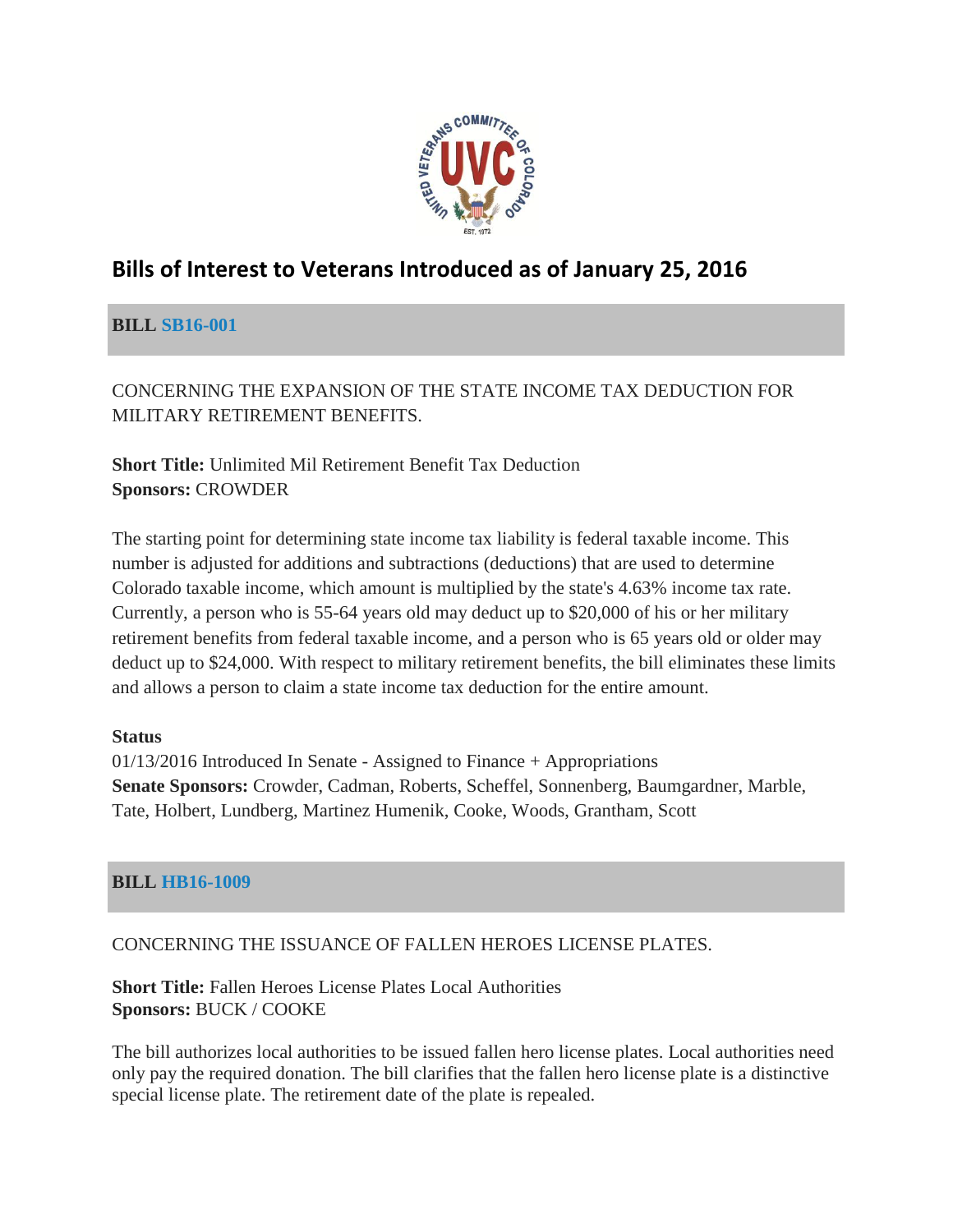# Bills of Interest to Veterans Introduced as of January 25, 2016

## BILL SB16-001

CONCERNING THE EXPANSION OF THE STATE INCOME TAX DEDUCTION FOR MILITARY RETIREMENT BENEFITS.

**Short Title:** Unlimited Mil Retirement Benefit Tax Deduction
**Sponsors:** CROWDER

The starting point for determining state income tax liability is federal taxable income. This number is adjusted for additions and subtractions (deductions) that are used to determine Colorado taxable income, which amount is multiplied by the state's 4.63% income tax rate. Currently, a person who is 55-64 years old may deduct up to $20,000 of his or her military retirement benefits from federal taxable income, and a person who is 65 years old or older may deduct up to $24,000. With respect to military retirement benefits, the bill eliminates these limits and allows a person to claim a state income tax deduction for the entire amount.

**Status**
01/13/2016 Introduced In Senate - Assigned to Finance + Appropriations
**Senate Sponsors:** Crowder, Cadman, Roberts, Scheffel, Sonnenberg, Baumgardner, Marble, Tate, Holbert, Lundberg, Martinez Humenik, Cooke, Woods, Grantham, Scott

## BILL HB16-1009

CONCERNING THE ISSUANCE OF FALLEN HEROES LICENSE PLATES.

**Short Title:** Fallen Heroes License Plates Local Authorities
**Sponsors:** BUCK / COOKE

The bill authorizes local authorities to be issued fallen hero license plates. Local authorities need only pay the required donation. The bill clarifies that the fallen hero license plate is a distinctive special license plate. The retirement date of the plate is repealed.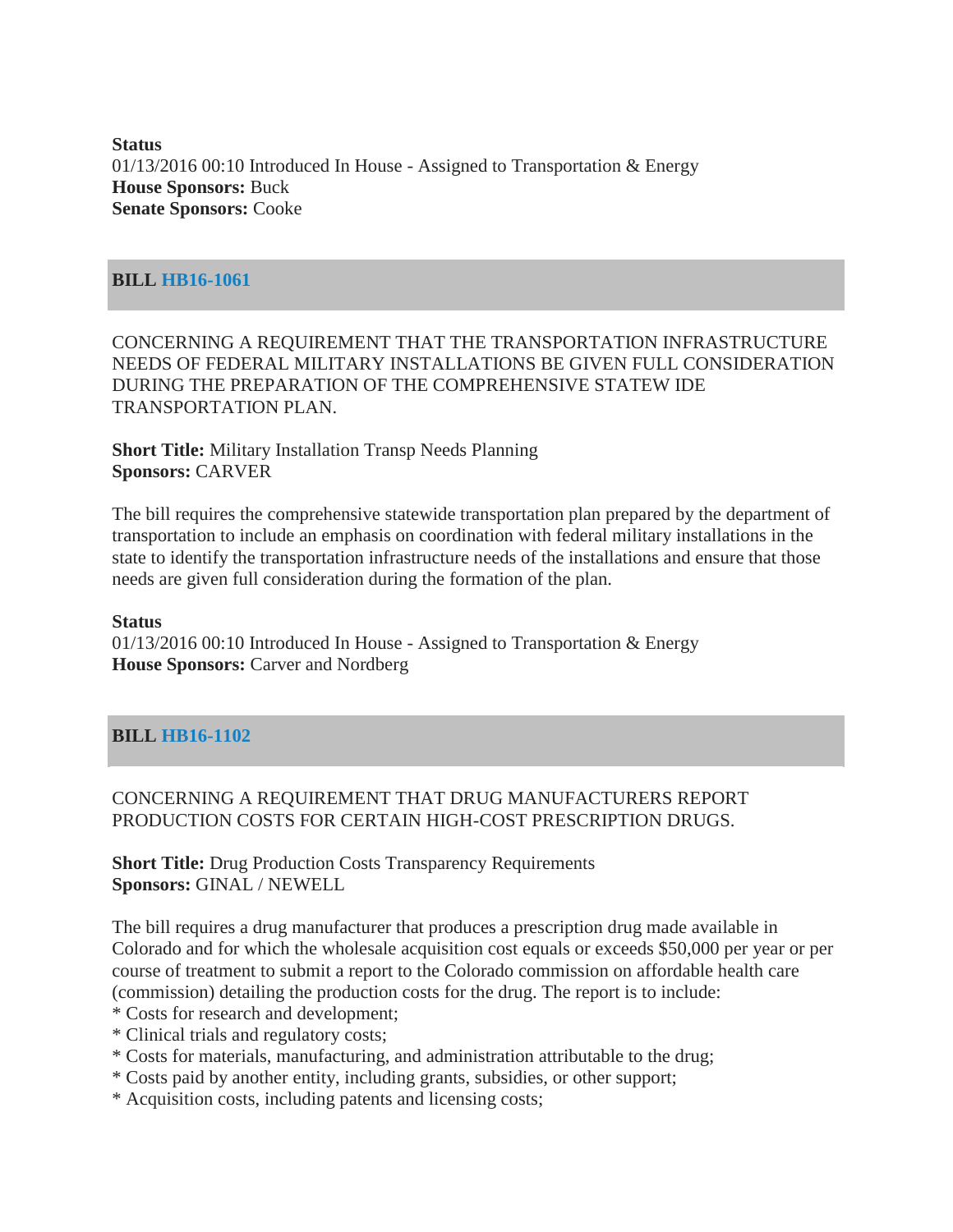**Status**
01/13/2016 00:10 Introduced In House - Assigned to Transportation & Energy
**House Sponsors:** Buck
**Senate Sponsors:** Cooke

## BILL HB16-1061

CONCERNING A REQUIREMENT THAT THE TRANSPORTATION INFRASTRUCTURE NEEDS OF FEDERAL MILITARY INSTALLATIONS BE GIVEN FULL CONSIDERATION DURING THE PREPARATION OF THE COMPREHENSIVE STATEW IDE TRANSPORTATION PLAN.

**Short Title:** Military Installation Transp Needs Planning
**Sponsors:** CARVER

The bill requires the comprehensive statewide transportation plan prepared by the department of transportation to include an emphasis on coordination with federal military installations in the state to identify the transportation infrastructure needs of the installations and ensure that those needs are given full consideration during the formation of the plan.

**Status**
01/13/2016 00:10 Introduced In House - Assigned to Transportation & Energy
**House Sponsors:** Carver and Nordberg

## BILL HB16-1102

CONCERNING A REQUIREMENT THAT DRUG MANUFACTURERS REPORT PRODUCTION COSTS FOR CERTAIN HIGH-COST PRESCRIPTION DRUGS.

**Short Title:** Drug Production Costs Transparency Requirements
**Sponsors:** GINAL / NEWELL

The bill requires a drug manufacturer that produces a prescription drug made available in Colorado and for which the wholesale acquisition cost equals or exceeds $50,000 per year or per course of treatment to submit a report to the Colorado commission on affordable health care (commission) detailing the production costs for the drug. The report is to include:
* Costs for research and development;
* Clinical trials and regulatory costs;
* Costs for materials, manufacturing, and administration attributable to the drug;
* Costs paid by another entity, including grants, subsidies, or other support;
* Acquisition costs, including patents and licensing costs;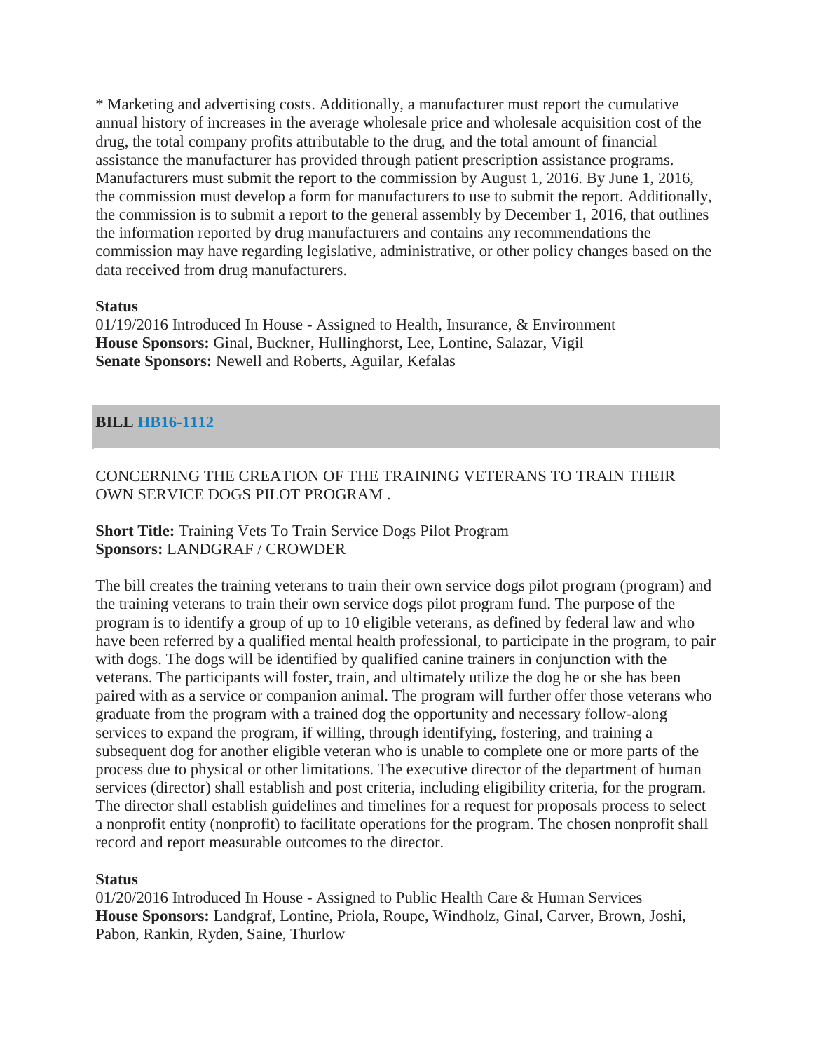* Marketing and advertising costs. Additionally, a manufacturer must report the cumulative annual history of increases in the average wholesale price and wholesale acquisition cost of the drug, the total company profits attributable to the drug, and the total amount of financial assistance the manufacturer has provided through patient prescription assistance programs. Manufacturers must submit the report to the commission by August 1, 2016. By June 1, 2016, the commission must develop a form for manufacturers to use to submit the report. Additionally, the commission is to submit a report to the general assembly by December 1, 2016, that outlines the information reported by drug manufacturers and contains any recommendations the commission may have regarding legislative, administrative, or other policy changes based on the data received from drug manufacturers.

**Status**
01/19/2016 Introduced In House - Assigned to Health, Insurance, & Environment
**House Sponsors:** Ginal, Buckner, Hullinghorst, Lee, Lontine, Salazar, Vigil
**Senate Sponsors:** Newell and Roberts, Aguilar, Kefalas

## BILL HB16-1112

CONCERNING THE CREATION OF THE TRAINING VETERANS TO TRAIN THEIR OWN SERVICE DOGS PILOT PROGRAM .

**Short Title:** Training Vets To Train Service Dogs Pilot Program
**Sponsors:** LANDGRAF / CROWDER

The bill creates the training veterans to train their own service dogs pilot program (program) and the training veterans to train their own service dogs pilot program fund. The purpose of the program is to identify a group of up to 10 eligible veterans, as defined by federal law and who have been referred by a qualified mental health professional, to participate in the program, to pair with dogs. The dogs will be identified by qualified canine trainers in conjunction with the veterans. The participants will foster, train, and ultimately utilize the dog he or she has been paired with as a service or companion animal. The program will further offer those veterans who graduate from the program with a trained dog the opportunity and necessary follow-along services to expand the program, if willing, through identifying, fostering, and training a subsequent dog for another eligible veteran who is unable to complete one or more parts of the process due to physical or other limitations. The executive director of the department of human services (director) shall establish and post criteria, including eligibility criteria, for the program. The director shall establish guidelines and timelines for a request for proposals process to select a nonprofit entity (nonprofit) to facilitate operations for the program. The chosen nonprofit shall record and report measurable outcomes to the director.

**Status**
01/20/2016 Introduced In House - Assigned to Public Health Care & Human Services
**House Sponsors:** Landgraf, Lontine, Priola, Roupe, Windholz, Ginal, Carver, Brown, Joshi, Pabon, Rankin, Ryden, Saine, Thurlow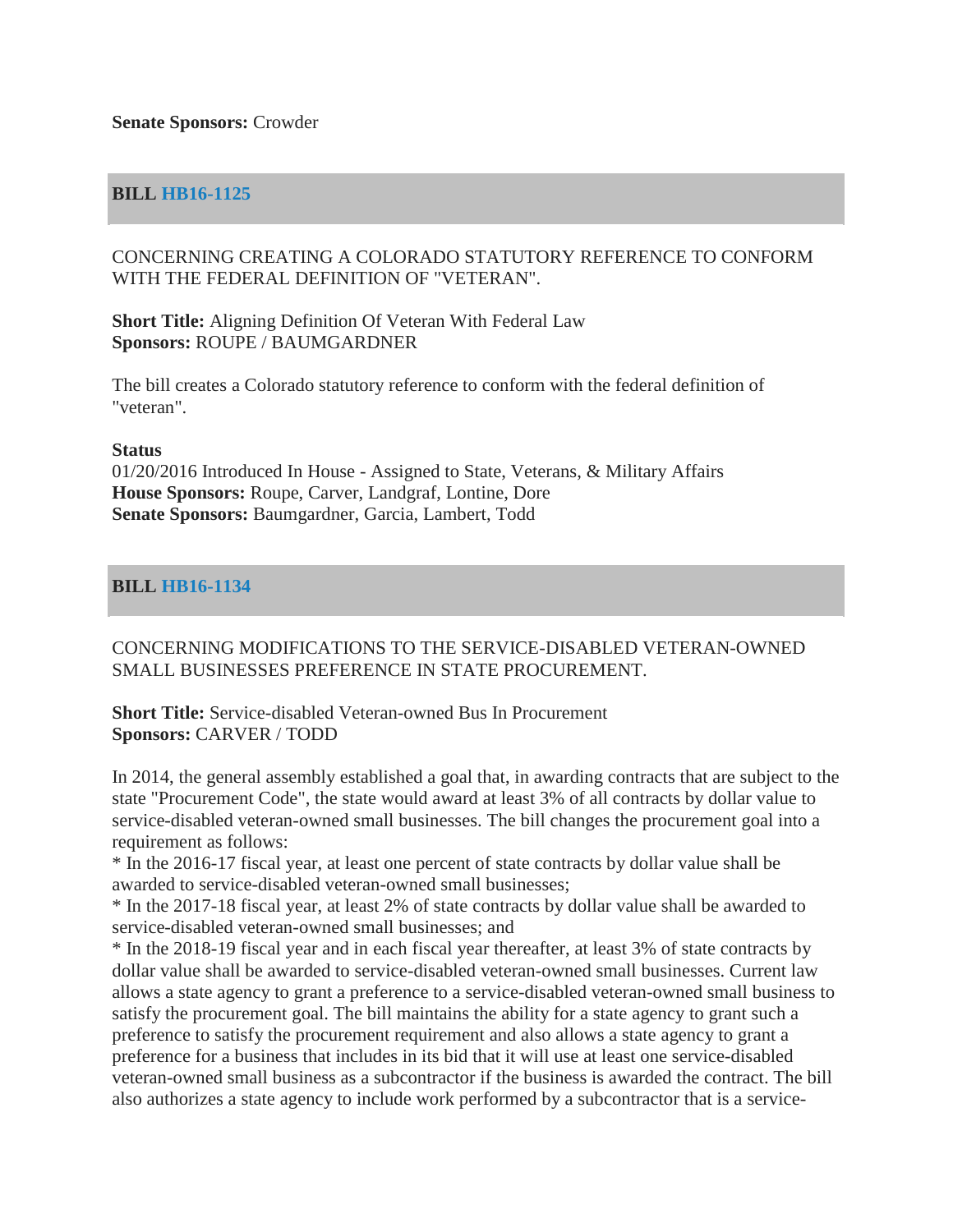**Senate Sponsors:** Crowder

## BILL HB16-1125

CONCERNING CREATING A COLORADO STATUTORY REFERENCE TO CONFORM WITH THE FEDERAL DEFINITION OF "VETERAN".

**Short Title:** Aligning Definition Of Veteran With Federal Law
**Sponsors:** ROUPE / BAUMGARDNER

The bill creates a Colorado statutory reference to conform with the federal definition of "veteran".

**Status**
01/20/2016 Introduced In House - Assigned to State, Veterans, & Military Affairs
**House Sponsors:** Roupe, Carver, Landgraf, Lontine, Dore
**Senate Sponsors:** Baumgardner, Garcia, Lambert, Todd

## BILL HB16-1134

CONCERNING MODIFICATIONS TO THE SERVICE-DISABLED VETERAN-OWNED SMALL BUSINESSES PREFERENCE IN STATE PROCUREMENT.

**Short Title:** Service-disabled Veteran-owned Bus In Procurement
**Sponsors:** CARVER / TODD

In 2014, the general assembly established a goal that, in awarding contracts that are subject to the state "Procurement Code", the state would award at least 3% of all contracts by dollar value to service-disabled veteran-owned small businesses. The bill changes the procurement goal into a requirement as follows:
* In the 2016-17 fiscal year, at least one percent of state contracts by dollar value shall be awarded to service-disabled veteran-owned small businesses;
* In the 2017-18 fiscal year, at least 2% of state contracts by dollar value shall be awarded to service-disabled veteran-owned small businesses; and
* In the 2018-19 fiscal year and in each fiscal year thereafter, at least 3% of state contracts by dollar value shall be awarded to service-disabled veteran-owned small businesses. Current law allows a state agency to grant a preference to a service-disabled veteran-owned small business to satisfy the procurement goal. The bill maintains the ability for a state agency to grant such a preference to satisfy the procurement requirement and also allows a state agency to grant a preference for a business that includes in its bid that it will use at least one service-disabled veteran-owned small business as a subcontractor if the business is awarded the contract. The bill also authorizes a state agency to include work performed by a subcontractor that is a service-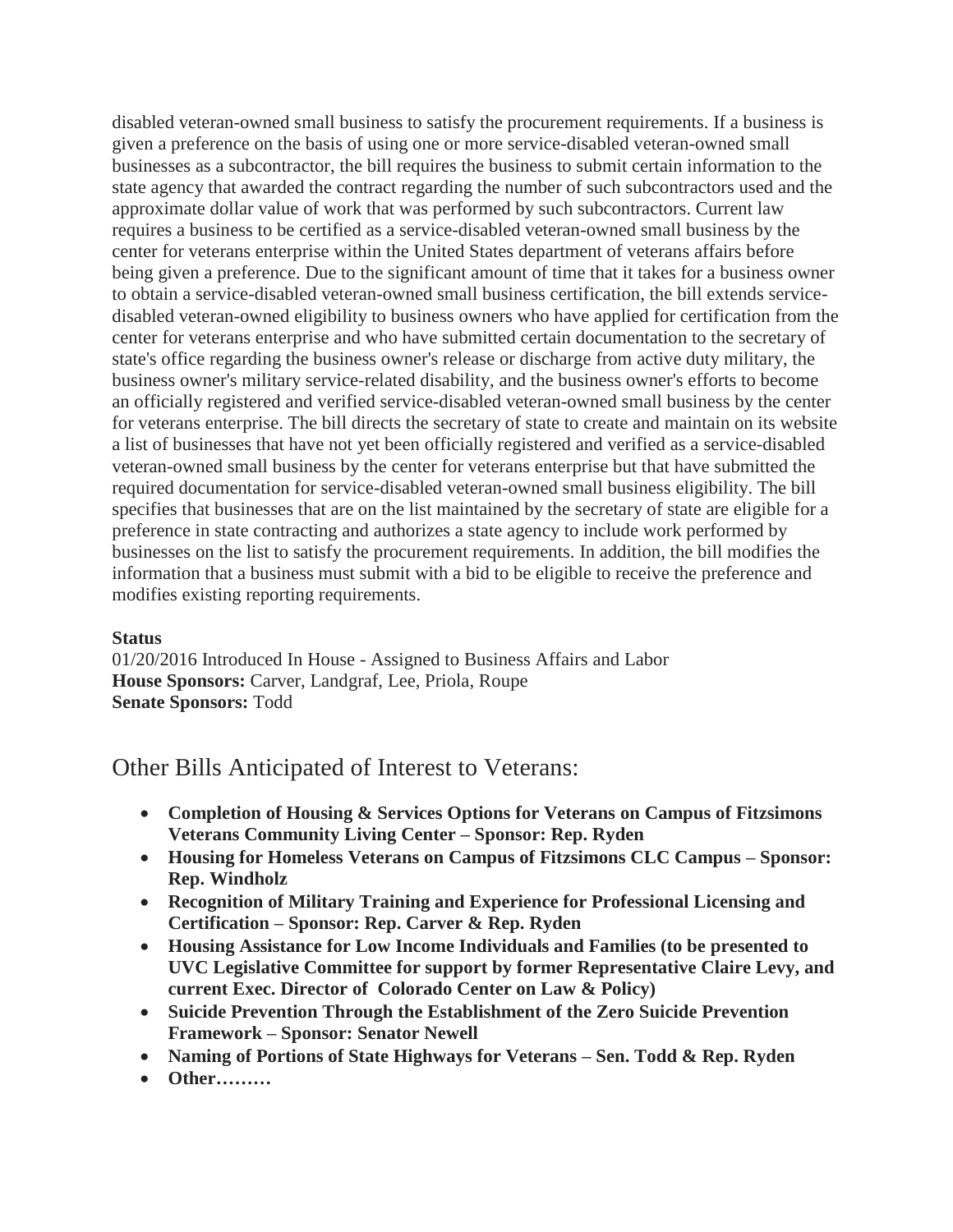disabled veteran-owned small business to satisfy the procurement requirements. If a business is given a preference on the basis of using one or more service-disabled veteran-owned small businesses as a subcontractor, the bill requires the business to submit certain information to the state agency that awarded the contract regarding the number of such subcontractors used and the approximate dollar value of work that was performed by such subcontractors. Current law requires a business to be certified as a service-disabled veteran-owned small business by the center for veterans enterprise within the United States department of veterans affairs before being given a preference. Due to the significant amount of time that it takes for a business owner to obtain a service-disabled veteran-owned small business certification, the bill extends service-disabled veteran-owned eligibility to business owners who have applied for certification from the center for veterans enterprise and who have submitted certain documentation to the secretary of state's office regarding the business owner's release or discharge from active duty military, the business owner's military service-related disability, and the business owner's efforts to become an officially registered and verified service-disabled veteran-owned small business by the center for veterans enterprise. The bill directs the secretary of state to create and maintain on its website a list of businesses that have not yet been officially registered and verified as a service-disabled veteran-owned small business by the center for veterans enterprise but that have submitted the required documentation for service-disabled veteran-owned small business eligibility. The bill specifies that businesses that are on the list maintained by the secretary of state are eligible for a preference in state contracting and authorizes a state agency to include work performed by businesses on the list to satisfy the procurement requirements. In addition, the bill modifies the information that a business must submit with a bid to be eligible to receive the preference and modifies existing reporting requirements.

**Status**
01/20/2016 Introduced In House - Assigned to Business Affairs and Labor
**House Sponsors:** Carver, Landgraf, Lee, Priola, Roupe
**Senate Sponsors:** Todd

## Other Bills Anticipated of Interest to Veterans:

- **Completion of Housing & Services Options for Veterans on Campus of Fitzsimons Veterans Community Living Center – Sponsor: Rep. Ryden**
- **Housing for Homeless Veterans on Campus of Fitzsimons CLC Campus – Sponsor: Rep. Windholz**
- **Recognition of Military Training and Experience for Professional Licensing and Certification – Sponsor: Rep. Carver & Rep. Ryden**
- **Housing Assistance for Low Income Individuals and Families (to be presented to UVC Legislative Committee for support by former Representative Claire Levy, and current Exec. Director of Colorado Center on Law & Policy)**
- **Suicide Prevention Through the Establishment of the Zero Suicide Prevention Framework – Sponsor: Senator Newell**
- **Naming of Portions of State Highways for Veterans – Sen. Todd & Rep. Ryden**
- **Other………**